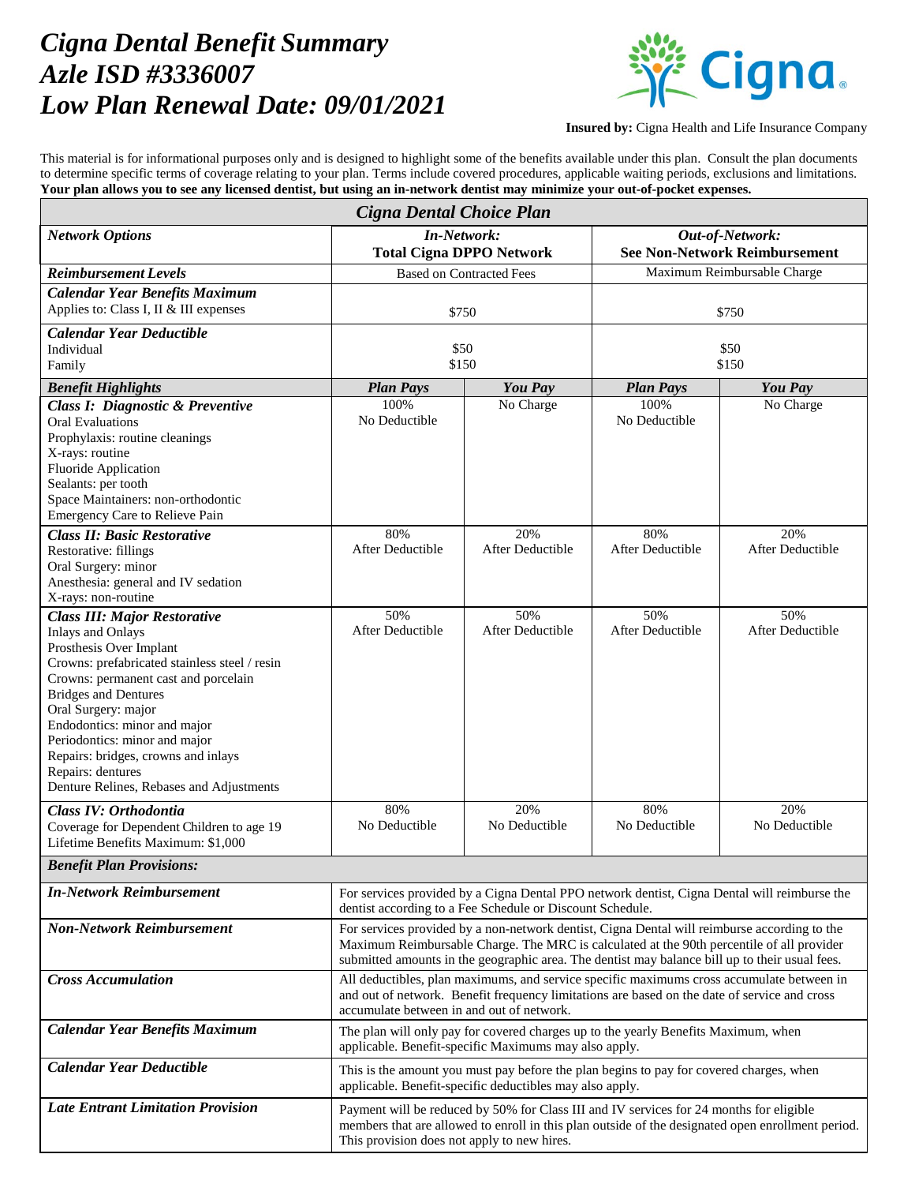# *Cigna Dental Benefit Summary*
# *Azle ISD #3336007*
# *Low Plan Renewal Date: 09/01/2021*

**Insured by:** Cigna Health and Life Insurance Company

This material is for informational purposes only and is designed to highlight some of the benefits available under this plan. Consult the plan documents to determine specific terms of coverage relating to your plan. Terms include covered procedures, applicable waiting periods, exclusions and limitations. **Your plan allows you to see any licensed dentist, but using an in-network dentist may minimize your out-of-pocket expenses.**

| ***Cigna Dental Choice Plan*** | | | | |
|---|---|---|---|---|
| ***Network Options*** | ***In-Network:*** **Total Cigna DPPO Network** | | ***Out-of-Network:*** **See Non-Network Reimbursement** | |
| ***Reimbursement Levels*** | Based on Contracted Fees | | Maximum Reimbursable Charge | |
| ***Calendar Year Benefits Maximum*** Applies to: Class I, II & III expenses | $750 | | $750 | |
| ***Calendar Year Deductible*** Individual Family | $50 $150 | | $50 $150 | |
| ***Benefit Highlights*** | ***Plan Pays*** | ***You Pay*** | ***Plan Pays*** | ***You Pay*** |
| ***Class I: Diagnostic & Preventive*** Oral Evaluations Prophylaxis: routine cleanings X-rays: routine Fluoride Application Sealants: per tooth Space Maintainers: non-orthodontic Emergency Care to Relieve Pain | 100% No Deductible | No Charge | 100% No Deductible | No Charge |
| ***Class II: Basic Restorative*** Restorative: fillings Oral Surgery: minor Anesthesia: general and IV sedation X-rays: non-routine | 80% After Deductible | 20% After Deductible | 80% After Deductible | 20% After Deductible |
| ***Class III: Major Restorative*** Inlays and Onlays Prosthesis Over Implant Crowns: prefabricated stainless steel / resin Crowns: permanent cast and porcelain Bridges and Dentures Oral Surgery: major Endodontics: minor and major Periodontics: minor and major Repairs: bridges, crowns and inlays Repairs: dentures Denture Relines, Rebases and Adjustments | 50% After Deductible | 50% After Deductible | 50% After Deductible | 50% After Deductible |
| ***Class IV: Orthodontia*** Coverage for Dependent Children to age 19 Lifetime Benefits Maximum: $1,000 | 80% No Deductible | 20% No Deductible | 80% No Deductible | 20% No Deductible |
| ***Benefit Plan Provisions:*** | | | | |
| ***In-Network Reimbursement*** | For services provided by a Cigna Dental PPO network dentist, Cigna Dental will reimburse the dentist according to a Fee Schedule or Discount Schedule. | | | |
| ***Non-Network Reimbursement*** | For services provided by a non-network dentist, Cigna Dental will reimburse according to the Maximum Reimbursable Charge. The MRC is calculated at the 90th percentile of all provider submitted amounts in the geographic area. The dentist may balance bill up to their usual fees. | | | |
| ***Cross Accumulation*** | All deductibles, plan maximums, and service specific maximums cross accumulate between in and out of network. Benefit frequency limitations are based on the date of service and cross accumulate between in and out of network. | | | |
| ***Calendar Year Benefits Maximum*** | The plan will only pay for covered charges up to the yearly Benefits Maximum, when applicable. Benefit-specific Maximums may also apply. | | | |
| ***Calendar Year Deductible*** | This is the amount you must pay before the plan begins to pay for covered charges, when applicable. Benefit-specific deductibles may also apply. | | | |
| ***Late Entrant Limitation Provision*** | Payment will be reduced by 50% for Class III and IV services for 24 months for eligible members that are allowed to enroll in this plan outside of the designated open enrollment period. This provision does not apply to new hires. | | | |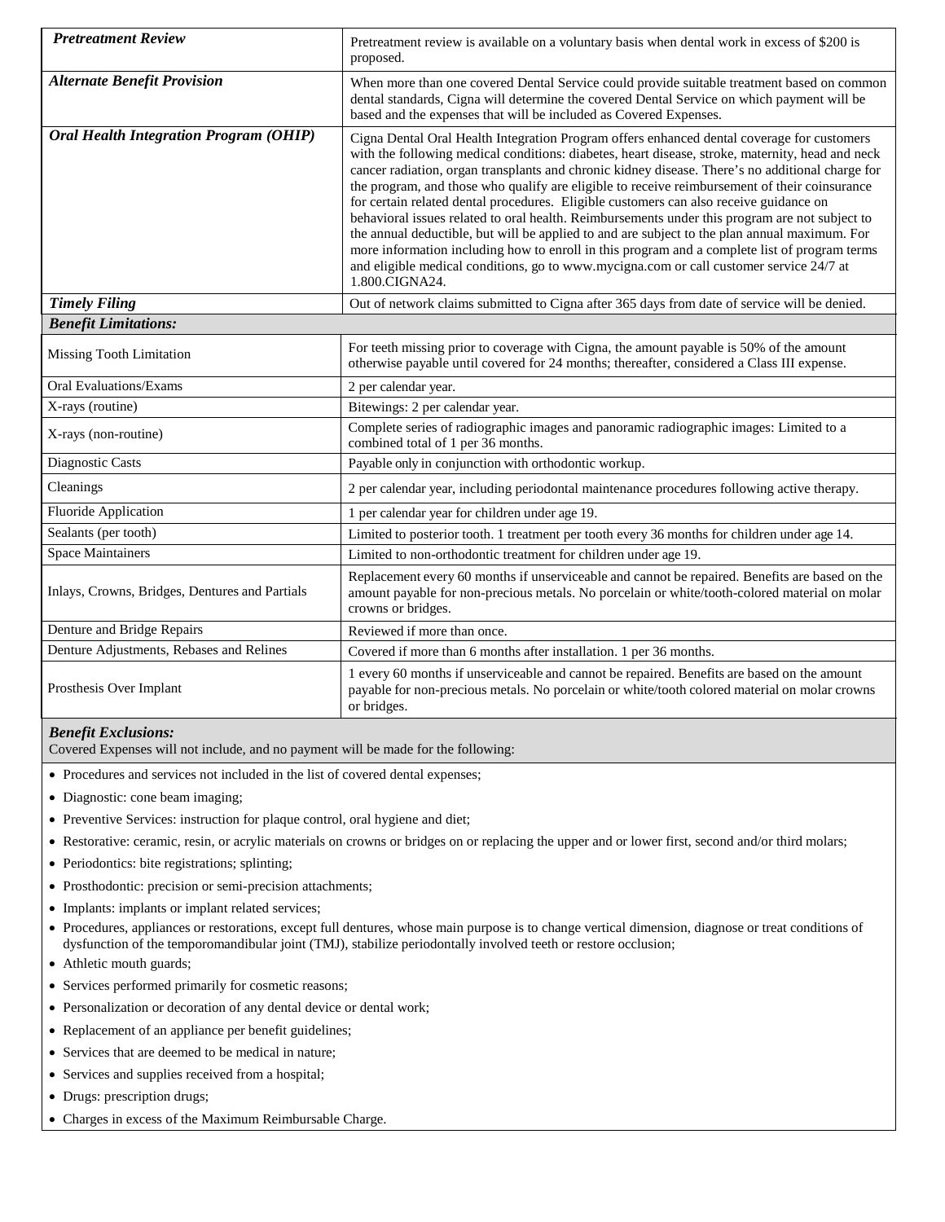| | |
|---|---|
| ***Pretreatment Review*** | Pretreatment review is available on a voluntary basis when dental work in excess of $200 is proposed. |
| ***Alternate Benefit Provision*** | When more than one covered Dental Service could provide suitable treatment based on common dental standards, Cigna will determine the covered Dental Service on which payment will be based and the expenses that will be included as Covered Expenses. |
| ***Oral Health Integration Program (OHIP)*** | Cigna Dental Oral Health Integration Program offers enhanced dental coverage for customers with the following medical conditions: diabetes, heart disease, stroke, maternity, head and neck cancer radiation, organ transplants and chronic kidney disease. There's no additional charge for the program, and those who qualify are eligible to receive reimbursement of their coinsurance for certain related dental procedures. Eligible customers can also receive guidance on behavioral issues related to oral health. Reimbursements under this program are not subject to the annual deductible, but will be applied to and are subject to the plan annual maximum. For more information including how to enroll in this program and a complete list of program terms and eligible medical conditions, go to www.mycigna.com or call customer service 24/7 at 1.800.CIGNA24. |
| ***Timely Filing*** | Out of network claims submitted to Cigna after 365 days from date of service will be denied. |
| ***Benefit Limitations:*** | |
| Missing Tooth Limitation | For teeth missing prior to coverage with Cigna, the amount payable is 50% of the amount otherwise payable until covered for 24 months; thereafter, considered a Class III expense. |
| Oral Evaluations/Exams | 2 per calendar year. |
| X-rays (routine) | Bitewings: 2 per calendar year. |
| X-rays (non-routine) | Complete series of radiographic images and panoramic radiographic images: Limited to a combined total of 1 per 36 months. |
| Diagnostic Casts | Payable only in conjunction with orthodontic workup. |
| Cleanings | 2 per calendar year, including periodontal maintenance procedures following active therapy. |
| Fluoride Application | 1 per calendar year for children under age 19. |
| Sealants (per tooth) | Limited to posterior tooth. 1 treatment per tooth every 36 months for children under age 14. |
| Space Maintainers | Limited to non-orthodontic treatment for children under age 19. |
| Inlays, Crowns, Bridges, Dentures and Partials | Replacement every 60 months if unserviceable and cannot be repaired. Benefits are based on the amount payable for non-precious metals. No porcelain or white/tooth-colored material on molar crowns or bridges. |
| Denture and Bridge Repairs | Reviewed if more than once. |
| Denture Adjustments, Rebases and Relines | Covered if more than 6 months after installation. 1 per 36 months. |
| Prosthesis Over Implant | 1 every 60 months if unserviceable and cannot be repaired. Benefits are based on the amount payable for non-precious metals. No porcelain or white/tooth colored material on molar crowns or bridges. |

***Benefit Exclusions:***
Covered Expenses will not include, and no payment will be made for the following:

- Procedures and services not included in the list of covered dental expenses;
- Diagnostic: cone beam imaging;
- Preventive Services: instruction for plaque control, oral hygiene and diet;
- Restorative: ceramic, resin, or acrylic materials on crowns or bridges on or replacing the upper and or lower first, second and/or third molars;
- Periodontics: bite registrations; splinting;
- Prosthodontic: precision or semi-precision attachments;
- Implants: implants or implant related services;
- Procedures, appliances or restorations, except full dentures, whose main purpose is to change vertical dimension, diagnose or treat conditions of dysfunction of the temporomandibular joint (TMJ), stabilize periodontally involved teeth or restore occlusion;
- Athletic mouth guards;
- Services performed primarily for cosmetic reasons;
- Personalization or decoration of any dental device or dental work;
- Replacement of an appliance per benefit guidelines;
- Services that are deemed to be medical in nature;
- Services and supplies received from a hospital;
- Drugs: prescription drugs;
- Charges in excess of the Maximum Reimbursable Charge.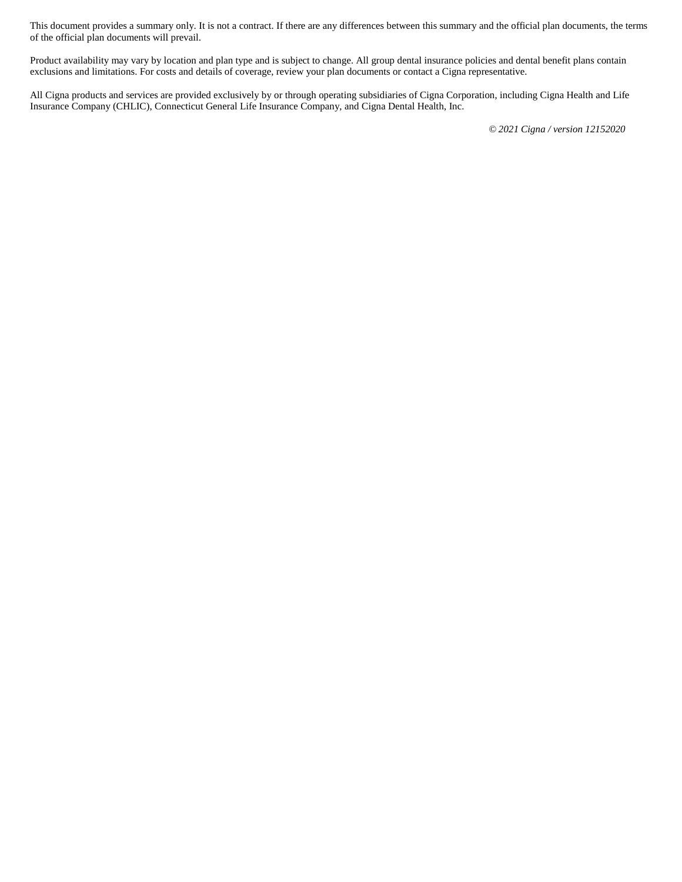This document provides a summary only. It is not a contract. If there are any differences between this summary and the official plan documents, the terms of the official plan documents will prevail.

Product availability may vary by location and plan type and is subject to change. All group dental insurance policies and dental benefit plans contain exclusions and limitations. For costs and details of coverage, review your plan documents or contact a Cigna representative.

All Cigna products and services are provided exclusively by or through operating subsidiaries of Cigna Corporation, including Cigna Health and Life Insurance Company (CHLIC), Connecticut General Life Insurance Company, and Cigna Dental Health, Inc.

*© 2021 Cigna / version 12152020*